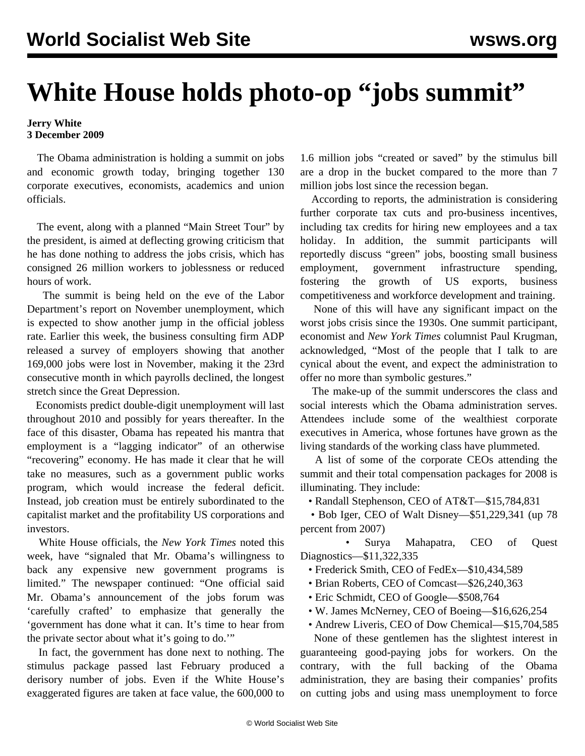# White House holds photo-op "jobs summit"

**Jerry White**
**3 December 2009**

The Obama administration is holding a summit on jobs and economic growth today, bringing together 130 corporate executives, economists, academics and union officials.

The event, along with a planned "Main Street Tour" by the president, is aimed at deflecting growing criticism that he has done nothing to address the jobs crisis, which has consigned 26 million workers to joblessness or reduced hours of work.

The summit is being held on the eve of the Labor Department's report on November unemployment, which is expected to show another jump in the official jobless rate. Earlier this week, the business consulting firm ADP released a survey of employers showing that another 169,000 jobs were lost in November, making it the 23rd consecutive month in which payrolls declined, the longest stretch since the Great Depression.

Economists predict double-digit unemployment will last throughout 2010 and possibly for years thereafter. In the face of this disaster, Obama has repeated his mantra that employment is a "lagging indicator" of an otherwise "recovering" economy. He has made it clear that he will take no measures, such as a government public works program, which would increase the federal deficit. Instead, job creation must be entirely subordinated to the capitalist market and the profitability US corporations and investors.

White House officials, the *New York Times* noted this week, have "signaled that Mr. Obama's willingness to back any expensive new government programs is limited." The newspaper continued: "One official said Mr. Obama's announcement of the jobs forum was 'carefully crafted' to emphasize that generally the 'government has done what it can. It's time to hear from the private sector about what it's going to do.'"

In fact, the government has done next to nothing. The stimulus package passed last February produced a derisory number of jobs. Even if the White House's exaggerated figures are taken at face value, the 600,000 to 1.6 million jobs "created or saved" by the stimulus bill are a drop in the bucket compared to the more than 7 million jobs lost since the recession began.

According to reports, the administration is considering further corporate tax cuts and pro-business incentives, including tax credits for hiring new employees and a tax holiday. In addition, the summit participants will reportedly discuss "green" jobs, boosting small business employment, government infrastructure spending, fostering the growth of US exports, business competitiveness and workforce development and training.

None of this will have any significant impact on the worst jobs crisis since the 1930s. One summit participant, economist and *New York Times* columnist Paul Krugman, acknowledged, "Most of the people that I talk to are cynical about the event, and expect the administration to offer no more than symbolic gestures."

The make-up of the summit underscores the class and social interests which the Obama administration serves. Attendees include some of the wealthiest corporate executives in America, whose fortunes have grown as the living standards of the working class have plummeted.

A list of some of the corporate CEOs attending the summit and their total compensation packages for 2008 is illuminating. They include:

- Randall Stephenson, CEO of AT&T—$15,784,831
- Bob Iger, CEO of Walt Disney—$51,229,341 (up 78 percent from 2007)
- Surya Mahapatra, CEO of Quest Diagnostics—$11,322,335
- Frederick Smith, CEO of FedEx—$10,434,589
- Brian Roberts, CEO of Comcast—$26,240,363
- Eric Schmidt, CEO of Google—$508,764
- W. James McNerney, CEO of Boeing—$16,626,254
- Andrew Liveris, CEO of Dow Chemical—$15,704,585

None of these gentlemen has the slightest interest in guaranteeing good-paying jobs for workers. On the contrary, with the full backing of the Obama administration, they are basing their companies' profits on cutting jobs and using mass unemployment to force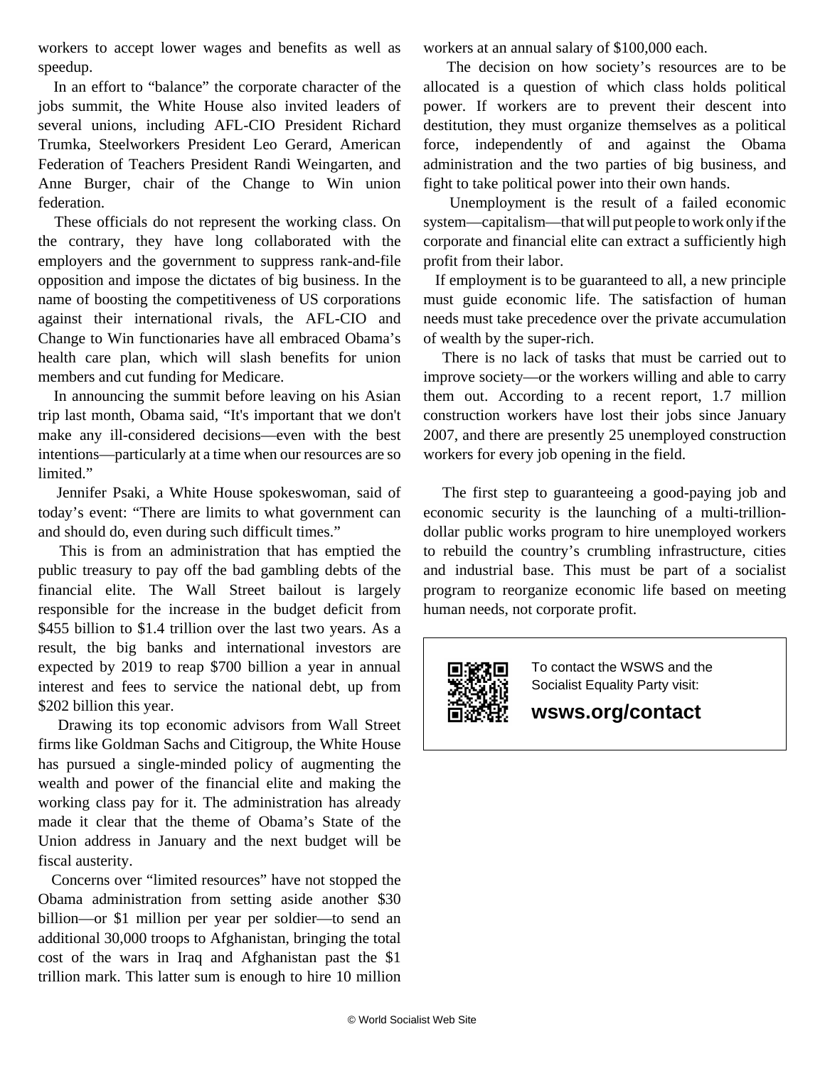workers to accept lower wages and benefits as well as speedup.

In an effort to "balance" the corporate character of the jobs summit, the White House also invited leaders of several unions, including AFL-CIO President Richard Trumka, Steelworkers President Leo Gerard, American Federation of Teachers President Randi Weingarten, and Anne Burger, chair of the Change to Win union federation.

These officials do not represent the working class. On the contrary, they have long collaborated with the employers and the government to suppress rank-and-file opposition and impose the dictates of big business. In the name of boosting the competitiveness of US corporations against their international rivals, the AFL-CIO and Change to Win functionaries have all embraced Obama's health care plan, which will slash benefits for union members and cut funding for Medicare.

In announcing the summit before leaving on his Asian trip last month, Obama said, "It's important that we don't make any ill-considered decisions—even with the best intentions—particularly at a time when our resources are so limited."

Jennifer Psaki, a White House spokeswoman, said of today's event: "There are limits to what government can and should do, even during such difficult times."

This is from an administration that has emptied the public treasury to pay off the bad gambling debts of the financial elite. The Wall Street bailout is largely responsible for the increase in the budget deficit from $455 billion to $1.4 trillion over the last two years. As a result, the big banks and international investors are expected by 2019 to reap $700 billion a year in annual interest and fees to service the national debt, up from $202 billion this year.

Drawing its top economic advisors from Wall Street firms like Goldman Sachs and Citigroup, the White House has pursued a single-minded policy of augmenting the wealth and power of the financial elite and making the working class pay for it. The administration has already made it clear that the theme of Obama's State of the Union address in January and the next budget will be fiscal austerity.

Concerns over "limited resources" have not stopped the Obama administration from setting aside another $30 billion—or $1 million per year per soldier—to send an additional 30,000 troops to Afghanistan, bringing the total cost of the wars in Iraq and Afghanistan past the $1 trillion mark. This latter sum is enough to hire 10 million workers at an annual salary of $100,000 each.

The decision on how society's resources are to be allocated is a question of which class holds political power. If workers are to prevent their descent into destitution, they must organize themselves as a political force, independently of and against the Obama administration and the two parties of big business, and fight to take political power into their own hands.

Unemployment is the result of a failed economic system—capitalism—that will put people to work only if the corporate and financial elite can extract a sufficiently high profit from their labor.

If employment is to be guaranteed to all, a new principle must guide economic life. The satisfaction of human needs must take precedence over the private accumulation of wealth by the super-rich.

There is no lack of tasks that must be carried out to improve society—or the workers willing and able to carry them out. According to a recent report, 1.7 million construction workers have lost their jobs since January 2007, and there are presently 25 unemployed construction workers for every job opening in the field.

The first step to guaranteeing a good-paying job and economic security is the launching of a multi-trillion-dollar public works program to hire unemployed workers to rebuild the country's crumbling infrastructure, cities and industrial base. This must be part of a socialist program to reorganize economic life based on meeting human needs, not corporate profit.

To contact the WSWS and the Socialist Equality Party visit:

**wsws.org/contact**